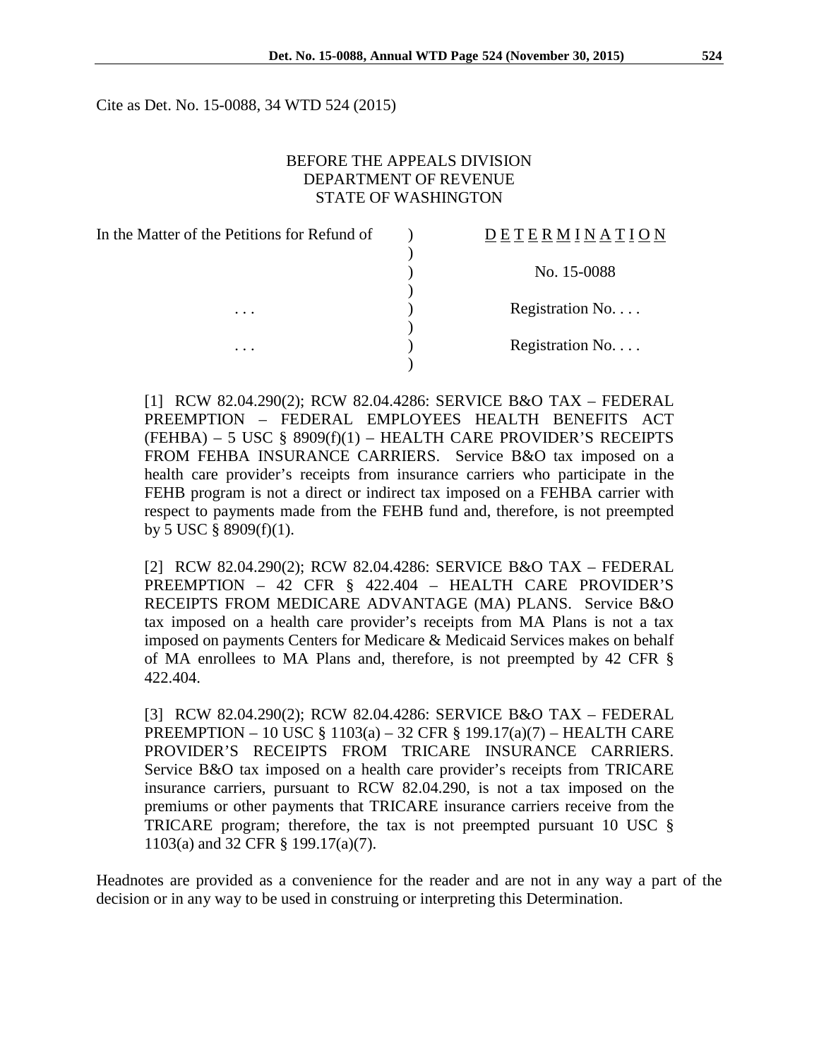Cite as Det. No. 15-0088, 34 WTD 524 (2015)

BEFORE THE APPEALS DIVISION
DEPARTMENT OF REVENUE
STATE OF WASHINGTON

| | | |
|---|---|---|
| In the Matter of the Petitions for Refund of | ) | D E T E R M I N A T I O N |
| | ) | |
| | ) | No. 15-0088 |
| | ) | |
| . . . | ) | Registration No. . . . |
| | ) | |
| . . . | ) | Registration No. . . . |
| | ) | |

[1] RCW 82.04.290(2); RCW 82.04.4286: SERVICE B&O TAX – FEDERAL PREEMPTION – FEDERAL EMPLOYEES HEALTH BENEFITS ACT (FEHBA) – 5 USC § 8909(f)(1) – HEALTH CARE PROVIDER'S RECEIPTS FROM FEHBA INSURANCE CARRIERS. Service B&O tax imposed on a health care provider's receipts from insurance carriers who participate in the FEHB program is not a direct or indirect tax imposed on a FEHBA carrier with respect to payments made from the FEHB fund and, therefore, is not preempted by 5 USC § 8909(f)(1).

[2] RCW 82.04.290(2); RCW 82.04.4286: SERVICE B&O TAX – FEDERAL PREEMPTION – 42 CFR § 422.404 – HEALTH CARE PROVIDER'S RECEIPTS FROM MEDICARE ADVANTAGE (MA) PLANS. Service B&O tax imposed on a health care provider's receipts from MA Plans is not a tax imposed on payments Centers for Medicare & Medicaid Services makes on behalf of MA enrollees to MA Plans and, therefore, is not preempted by 42 CFR § 422.404.

[3] RCW 82.04.290(2); RCW 82.04.4286: SERVICE B&O TAX – FEDERAL PREEMPTION – 10 USC § 1103(a) – 32 CFR § 199.17(a)(7) – HEALTH CARE PROVIDER'S RECEIPTS FROM TRICARE INSURANCE CARRIERS. Service B&O tax imposed on a health care provider's receipts from TRICARE insurance carriers, pursuant to RCW 82.04.290, is not a tax imposed on the premiums or other payments that TRICARE insurance carriers receive from the TRICARE program; therefore, the tax is not preempted pursuant 10 USC § 1103(a) and 32 CFR § 199.17(a)(7).

Headnotes are provided as a convenience for the reader and are not in any way a part of the decision or in any way to be used in construing or interpreting this Determination.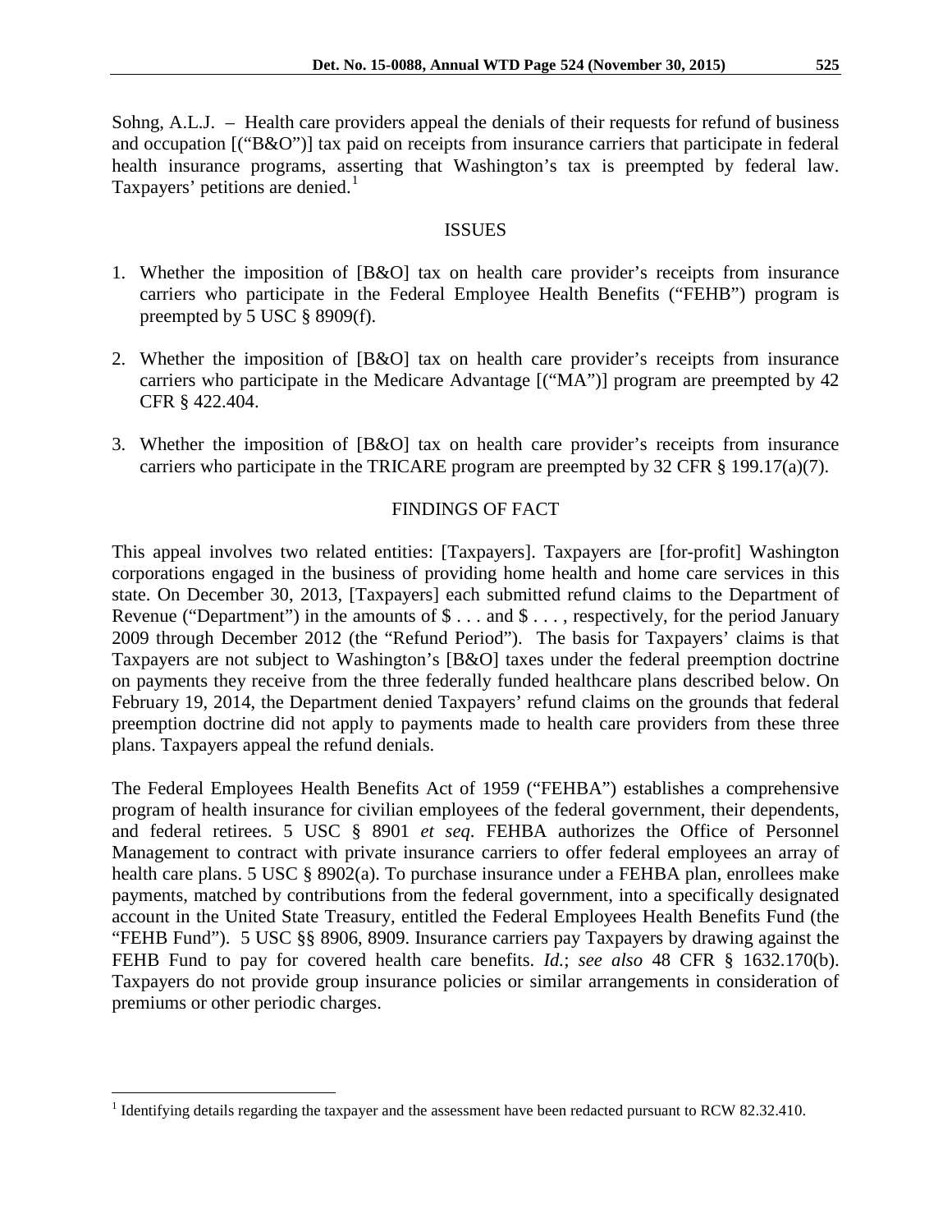Sohng, A.L.J. – Health care providers appeal the denials of their requests for refund of business and occupation [("B&O")] tax paid on receipts from insurance carriers that participate in federal health insurance programs, asserting that Washington's tax is preempted by federal law. Taxpayers' petitions are denied.[1]

## ISSUES

1. Whether the imposition of [B&O] tax on health care provider's receipts from insurance carriers who participate in the Federal Employee Health Benefits ("FEHB") program is preempted by 5 USC § 8909(f).

2. Whether the imposition of [B&O] tax on health care provider's receipts from insurance carriers who participate in the Medicare Advantage [("MA")] program are preempted by 42 CFR § 422.404.

3. Whether the imposition of [B&O] tax on health care provider's receipts from insurance carriers who participate in the TRICARE program are preempted by 32 CFR § 199.17(a)(7).

## FINDINGS OF FACT

This appeal involves two related entities: [Taxpayers]. Taxpayers are [for-profit] Washington corporations engaged in the business of providing home health and home care services in this state. On December 30, 2013, [Taxpayers] each submitted refund claims to the Department of Revenue ("Department") in the amounts of $ . . . and $ . . . , respectively, for the period January 2009 through December 2012 (the "Refund Period"). The basis for Taxpayers' claims is that Taxpayers are not subject to Washington's [B&O] taxes under the federal preemption doctrine on payments they receive from the three federally funded healthcare plans described below. On February 19, 2014, the Department denied Taxpayers' refund claims on the grounds that federal preemption doctrine did not apply to payments made to health care providers from these three plans. Taxpayers appeal the refund denials.

The Federal Employees Health Benefits Act of 1959 ("FEHBA") establishes a comprehensive program of health insurance for civilian employees of the federal government, their dependents, and federal retirees. 5 USC § 8901 *et seq*. FEHBA authorizes the Office of Personnel Management to contract with private insurance carriers to offer federal employees an array of health care plans. 5 USC § 8902(a). To purchase insurance under a FEHBA plan, enrollees make payments, matched by contributions from the federal government, into a specifically designated account in the United State Treasury, entitled the Federal Employees Health Benefits Fund (the "FEHB Fund"). 5 USC §§ 8906, 8909. Insurance carriers pay Taxpayers by drawing against the FEHB Fund to pay for covered health care benefits. *Id.*; *see also* 48 CFR § 1632.170(b). Taxpayers do not provide group insurance policies or similar arrangements in consideration of premiums or other periodic charges.

---

[1] Identifying details regarding the taxpayer and the assessment have been redacted pursuant to RCW 82.32.410.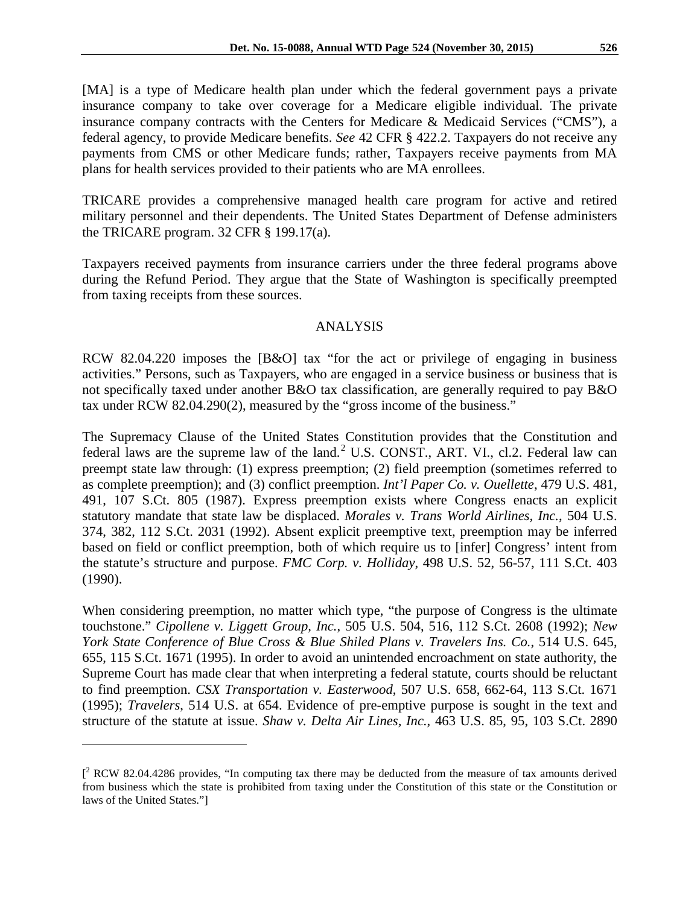[MA] is a type of Medicare health plan under which the federal government pays a private insurance company to take over coverage for a Medicare eligible individual. The private insurance company contracts with the Centers for Medicare & Medicaid Services ("CMS"), a federal agency, to provide Medicare benefits. *See* 42 CFR § 422.2. Taxpayers do not receive any payments from CMS or other Medicare funds; rather, Taxpayers receive payments from MA plans for health services provided to their patients who are MA enrollees.

TRICARE provides a comprehensive managed health care program for active and retired military personnel and their dependents. The United States Department of Defense administers the TRICARE program. 32 CFR § 199.17(a).

Taxpayers received payments from insurance carriers under the three federal programs above during the Refund Period. They argue that the State of Washington is specifically preempted from taxing receipts from these sources.

## ANALYSIS

RCW 82.04.220 imposes the [B&O] tax "for the act or privilege of engaging in business activities." Persons, such as Taxpayers, who are engaged in a service business or business that is not specifically taxed under another B&O tax classification, are generally required to pay B&O tax under RCW 82.04.290(2), measured by the "gross income of the business."

The Supremacy Clause of the United States Constitution provides that the Constitution and federal laws are the supreme law of the land.[2] U.S. CONST., ART. VI., cl.2. Federal law can preempt state law through: (1) express preemption; (2) field preemption (sometimes referred to as complete preemption); and (3) conflict preemption. *Int'l Paper Co. v. Ouellette*, 479 U.S. 481, 491, 107 S.Ct. 805 (1987). Express preemption exists where Congress enacts an explicit statutory mandate that state law be displaced. *Morales v. Trans World Airlines, Inc.*, 504 U.S. 374, 382, 112 S.Ct. 2031 (1992). Absent explicit preemptive text, preemption may be inferred based on field or conflict preemption, both of which require us to [infer] Congress' intent from the statute's structure and purpose. *FMC Corp. v. Holliday*, 498 U.S. 52, 56-57, 111 S.Ct. 403 (1990).

When considering preemption, no matter which type, "the purpose of Congress is the ultimate touchstone." *Cipollene v. Liggett Group, Inc.*, 505 U.S. 504, 516, 112 S.Ct. 2608 (1992); *New York State Conference of Blue Cross & Blue Shiled Plans v. Travelers Ins. Co.*, 514 U.S. 645, 655, 115 S.Ct. 1671 (1995). In order to avoid an unintended encroachment on state authority, the Supreme Court has made clear that when interpreting a federal statute, courts should be reluctant to find preemption. *CSX Transportation v. Easterwood*, 507 U.S. 658, 662-64, 113 S.Ct. 1671 (1995); *Travelers*, 514 U.S. at 654. Evidence of pre-emptive purpose is sought in the text and structure of the statute at issue. *Shaw v. Delta Air Lines, Inc.*, 463 U.S. 85, 95, 103 S.Ct. 2890

---

[[2] RCW 82.04.4286 provides, "In computing tax there may be deducted from the measure of tax amounts derived from business which the state is prohibited from taxing under the Constitution of this state or the Constitution or laws of the United States."]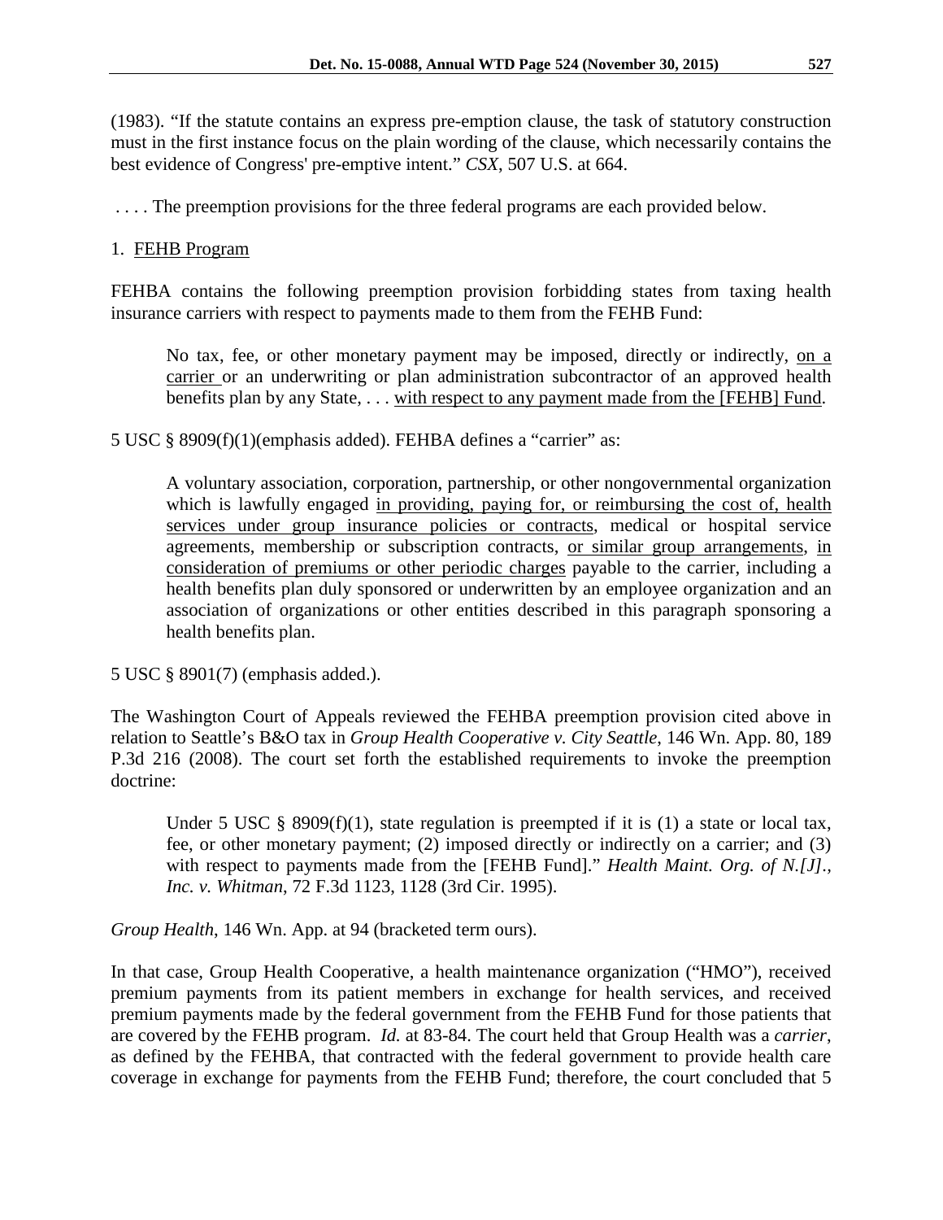(1983). "If the statute contains an express pre-emption clause, the task of statutory construction must in the first instance focus on the plain wording of the clause, which necessarily contains the best evidence of Congress' pre-emptive intent." *CSX*, 507 U.S. at 664.

. . . . The preemption provisions for the three federal programs are each provided below.

1. FEHB Program

FEHBA contains the following preemption provision forbidding states from taxing health insurance carriers with respect to payments made to them from the FEHB Fund:

> No tax, fee, or other monetary payment may be imposed, directly or indirectly, on a carrier or an underwriting or plan administration subcontractor of an approved health benefits plan by any State, . . . with respect to any payment made from the [FEHB] Fund.

5 USC § 8909(f)(1)(emphasis added). FEHBA defines a "carrier" as:

> A voluntary association, corporation, partnership, or other nongovernmental organization which is lawfully engaged in providing, paying for, or reimbursing the cost of, health services under group insurance policies or contracts, medical or hospital service agreements, membership or subscription contracts, or similar group arrangements, in consideration of premiums or other periodic charges payable to the carrier, including a health benefits plan duly sponsored or underwritten by an employee organization and an association of organizations or other entities described in this paragraph sponsoring a health benefits plan.

5 USC § 8901(7) (emphasis added.).

The Washington Court of Appeals reviewed the FEHBA preemption provision cited above in relation to Seattle's B&O tax in *Group Health Cooperative v. City Seattle*, 146 Wn. App. 80, 189 P.3d 216 (2008). The court set forth the established requirements to invoke the preemption doctrine:

> Under 5 USC § 8909(f)(1), state regulation is preempted if it is (1) a state or local tax, fee, or other monetary payment; (2) imposed directly or indirectly on a carrier; and (3) with respect to payments made from the [FEHB Fund]." *Health Maint. Org. of N.[J]., Inc. v. Whitman*, 72 F.3d 1123, 1128 (3rd Cir. 1995).

*Group Health*, 146 Wn. App. at 94 (bracketed term ours).

In that case, Group Health Cooperative, a health maintenance organization ("HMO"), received premium payments from its patient members in exchange for health services, and received premium payments made by the federal government from the FEHB Fund for those patients that are covered by the FEHB program. *Id.* at 83-84. The court held that Group Health was a *carrier*, as defined by the FEHBA, that contracted with the federal government to provide health care coverage in exchange for payments from the FEHB Fund; therefore, the court concluded that 5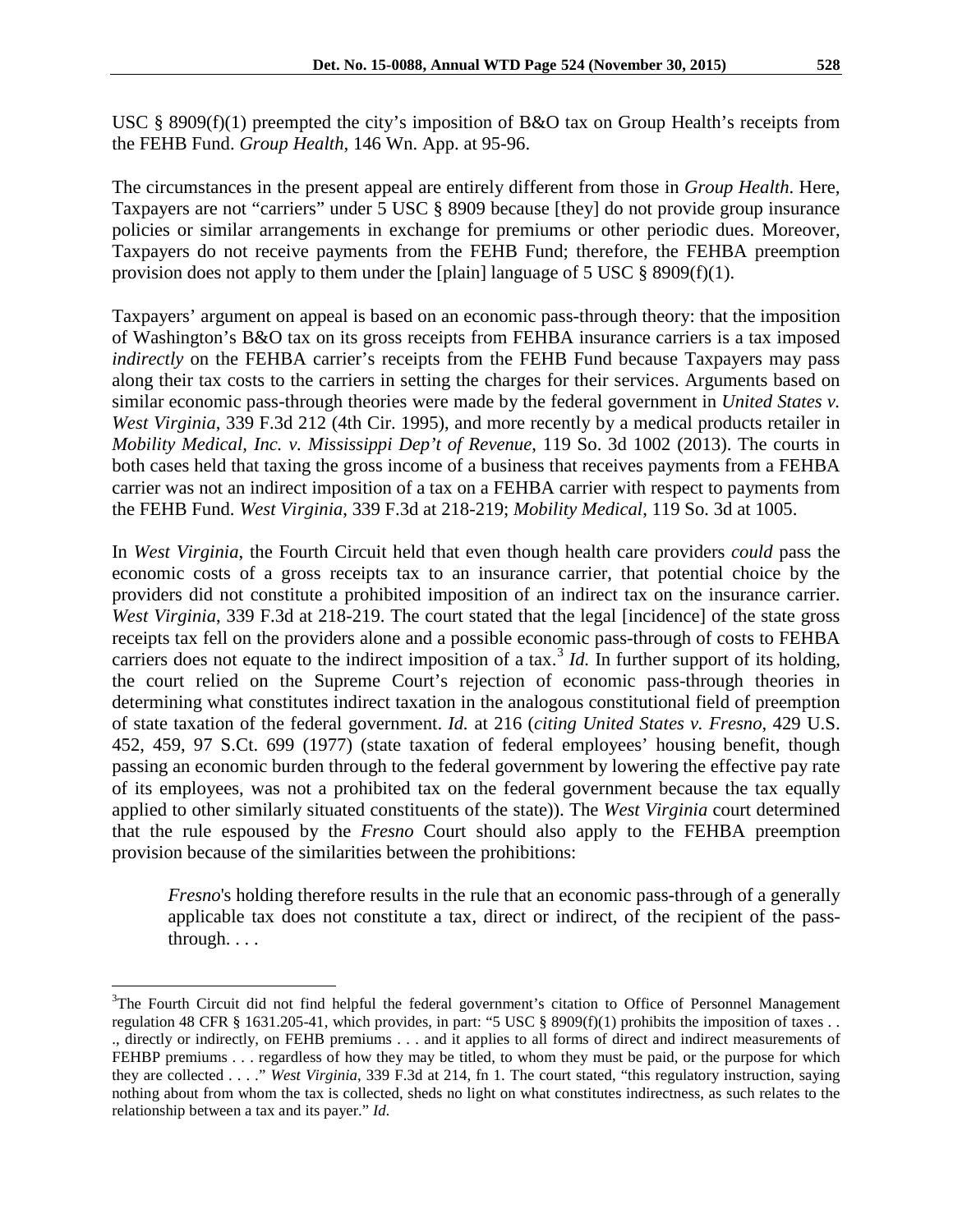USC § 8909(f)(1) preempted the city's imposition of B&O tax on Group Health's receipts from the FEHB Fund. *Group Health*, 146 Wn. App. at 95-96.

The circumstances in the present appeal are entirely different from those in *Group Health*. Here, Taxpayers are not "carriers" under 5 USC § 8909 because [they] do not provide group insurance policies or similar arrangements in exchange for premiums or other periodic dues. Moreover, Taxpayers do not receive payments from the FEHB Fund; therefore, the FEHBA preemption provision does not apply to them under the [plain] language of 5 USC § 8909(f)(1).

Taxpayers' argument on appeal is based on an economic pass-through theory: that the imposition of Washington's B&O tax on its gross receipts from FEHBA insurance carriers is a tax imposed *indirectly* on the FEHBA carrier's receipts from the FEHB Fund because Taxpayers may pass along their tax costs to the carriers in setting the charges for their services. Arguments based on similar economic pass-through theories were made by the federal government in *United States v. West Virginia*, 339 F.3d 212 (4th Cir. 1995), and more recently by a medical products retailer in *Mobility Medical, Inc. v. Mississippi Dep't of Revenue*, 119 So. 3d 1002 (2013). The courts in both cases held that taxing the gross income of a business that receives payments from a FEHBA carrier was not an indirect imposition of a tax on a FEHBA carrier with respect to payments from the FEHB Fund. *West Virginia*, 339 F.3d at 218-219; *Mobility Medical*, 119 So. 3d at 1005.

In *West Virginia*, the Fourth Circuit held that even though health care providers *could* pass the economic costs of a gross receipts tax to an insurance carrier, that potential choice by the providers did not constitute a prohibited imposition of an indirect tax on the insurance carrier. *West Virginia*, 339 F.3d at 218-219. The court stated that the legal [incidence] of the state gross receipts tax fell on the providers alone and a possible economic pass-through of costs to FEHBA carriers does not equate to the indirect imposition of a tax.[3] *Id.* In further support of its holding, the court relied on the Supreme Court's rejection of economic pass-through theories in determining what constitutes indirect taxation in the analogous constitutional field of preemption of state taxation of the federal government. *Id.* at 216 (*citing United States v. Fresno*, 429 U.S. 452, 459, 97 S.Ct. 699 (1977) (state taxation of federal employees' housing benefit, though passing an economic burden through to the federal government by lowering the effective pay rate of its employees, was not a prohibited tax on the federal government because the tax equally applied to other similarly situated constituents of the state)). The *West Virginia* court determined that the rule espoused by the *Fresno* Court should also apply to the FEHBA preemption provision because of the similarities between the prohibitions:

> *Fresno*'s holding therefore results in the rule that an economic pass-through of a generally applicable tax does not constitute a tax, direct or indirect, of the recipient of the pass-through. . . .

---

[3]The Fourth Circuit did not find helpful the federal government's citation to Office of Personnel Management regulation 48 CFR § 1631.205-41, which provides, in part: "5 USC § 8909(f)(1) prohibits the imposition of taxes . . ., directly or indirectly, on FEHB premiums . . . and it applies to all forms of direct and indirect measurements of FEHBP premiums . . . regardless of how they may be titled, to whom they must be paid, or the purpose for which they are collected . . . ." *West Virginia*, 339 F.3d at 214, fn 1. The court stated, "this regulatory instruction, saying nothing about from whom the tax is collected, sheds no light on what constitutes indirectness, as such relates to the relationship between a tax and its payer." *Id*.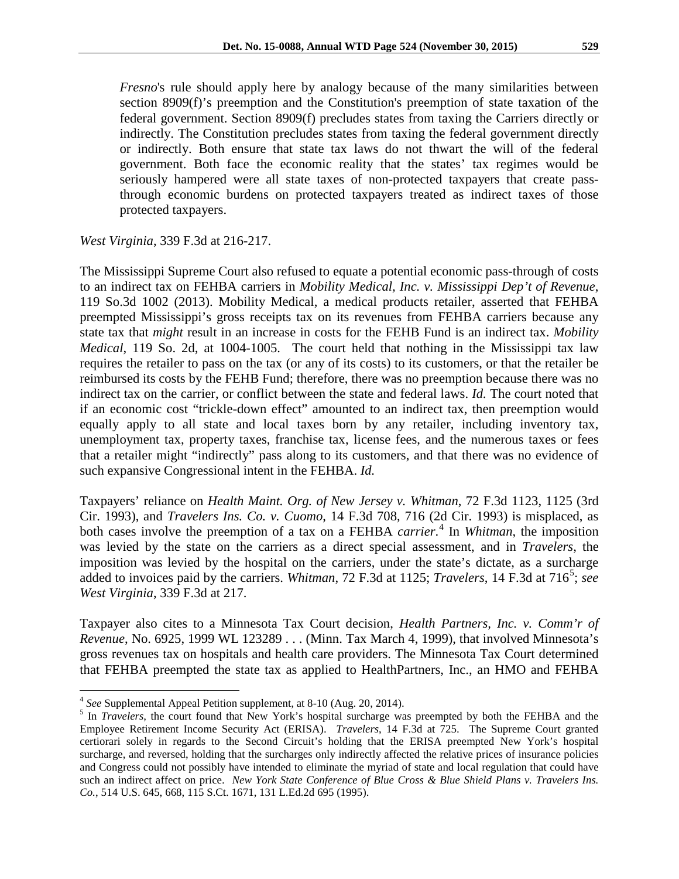> *Fresno*'s rule should apply here by analogy because of the many similarities between section 8909(f)'s preemption and the Constitution's preemption of state taxation of the federal government. Section 8909(f) precludes states from taxing the Carriers directly or indirectly. The Constitution precludes states from taxing the federal government directly or indirectly. Both ensure that state tax laws do not thwart the will of the federal government. Both face the economic reality that the states' tax regimes would be seriously hampered were all state taxes of non-protected taxpayers that create pass-through economic burdens on protected taxpayers treated as indirect taxes of those protected taxpayers.

*West Virginia*, 339 F.3d at 216-217.

The Mississippi Supreme Court also refused to equate a potential economic pass-through of costs to an indirect tax on FEHBA carriers in *Mobility Medical, Inc. v. Mississippi Dep't of Revenue*, 119 So.3d 1002 (2013). Mobility Medical, a medical products retailer, asserted that FEHBA preempted Mississippi's gross receipts tax on its revenues from FEHBA carriers because any state tax that *might* result in an increase in costs for the FEHB Fund is an indirect tax. *Mobility Medical*, 119 So. 2d, at 1004-1005. The court held that nothing in the Mississippi tax law requires the retailer to pass on the tax (or any of its costs) to its customers, or that the retailer be reimbursed its costs by the FEHB Fund; therefore, there was no preemption because there was no indirect tax on the carrier, or conflict between the state and federal laws. *Id.* The court noted that if an economic cost "trickle-down effect" amounted to an indirect tax, then preemption would equally apply to all state and local taxes born by any retailer, including inventory tax, unemployment tax, property taxes, franchise tax, license fees, and the numerous taxes or fees that a retailer might "indirectly" pass along to its customers, and that there was no evidence of such expansive Congressional intent in the FEHBA. *Id.*

Taxpayers' reliance on *Health Maint. Org. of New Jersey v. Whitman*, 72 F.3d 1123, 1125 (3rd Cir. 1993), and *Travelers Ins. Co. v. Cuomo*, 14 F.3d 708, 716 (2d Cir. 1993) is misplaced, as both cases involve the preemption of a tax on a FEHBA *carrier*.[4] In *Whitman*, the imposition was levied by the state on the carriers as a direct special assessment, and in *Travelers*, the imposition was levied by the hospital on the carriers, under the state's dictate, as a surcharge added to invoices paid by the carriers. *Whitman*, 72 F.3d at 1125; *Travelers*, 14 F.3d at 716[5]; *see West Virginia*, 339 F.3d at 217.

Taxpayer also cites to a Minnesota Tax Court decision, *Health Partners, Inc. v. Comm'r of Revenue*, No. 6925, 1999 WL 123289 . . . (Minn. Tax March 4, 1999), that involved Minnesota's gross revenues tax on hospitals and health care providers. The Minnesota Tax Court determined that FEHBA preempted the state tax as applied to HealthPartners, Inc., an HMO and FEHBA

---

[4] *See* Supplemental Appeal Petition supplement, at 8-10 (Aug. 20, 2014).

[5] In *Travelers*, the court found that New York's hospital surcharge was preempted by both the FEHBA and the Employee Retirement Income Security Act (ERISA). *Travelers*, 14 F.3d at 725. The Supreme Court granted certiorari solely in regards to the Second Circuit's holding that the ERISA preempted New York's hospital surcharge, and reversed, holding that the surcharges only indirectly affected the relative prices of insurance policies and Congress could not possibly have intended to eliminate the myriad of state and local regulation that could have such an indirect affect on price. *New York State Conference of Blue Cross & Blue Shield Plans v. Travelers Ins. Co.*, 514 U.S. 645, 668, 115 S.Ct. 1671, 131 L.Ed.2d 695 (1995).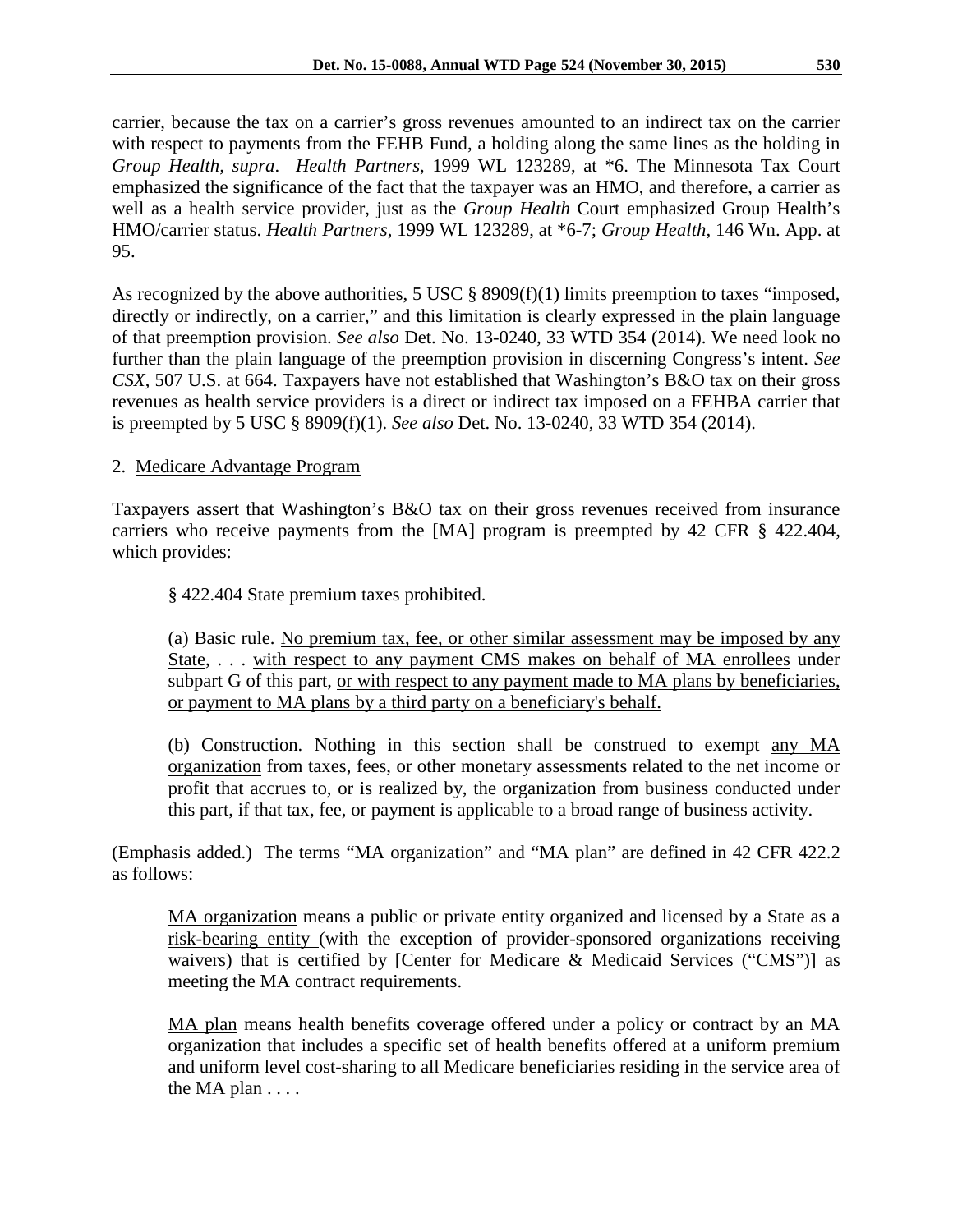carrier, because the tax on a carrier's gross revenues amounted to an indirect tax on the carrier with respect to payments from the FEHB Fund, a holding along the same lines as the holding in *Group Health*, *supra*. *Health Partners*, 1999 WL 123289, at *6. The Minnesota Tax Court emphasized the significance of the fact that the taxpayer was an HMO, and therefore, a carrier as well as a health service provider, just as the *Group Health* Court emphasized Group Health's HMO/carrier status. *Health Partners*, 1999 WL 123289, at *6-7; *Group Health*, 146 Wn. App. at 95.

As recognized by the above authorities, 5 USC § 8909(f)(1) limits preemption to taxes "imposed, directly or indirectly, on a carrier," and this limitation is clearly expressed in the plain language of that preemption provision. *See also* Det. No. 13-0240, 33 WTD 354 (2014). We need look no further than the plain language of the preemption provision in discerning Congress's intent. *See CSX*, 507 U.S. at 664. Taxpayers have not established that Washington's B&O tax on their gross revenues as health service providers is a direct or indirect tax imposed on a FEHBA carrier that is preempted by 5 USC § 8909(f)(1). *See also* Det. No. 13-0240, 33 WTD 354 (2014).

2. <u>Medicare Advantage Program</u>

Taxpayers assert that Washington's B&O tax on their gross revenues received from insurance carriers who receive payments from the [MA] program is preempted by 42 CFR § 422.404, which provides:

> § 422.404 State premium taxes prohibited.
>
> (a) Basic rule. <u>No premium tax, fee, or other similar assessment may be imposed by any State</u>, . . . <u>with respect to any payment CMS makes on behalf of MA enrollees</u> under subpart G of this part, <u>or with respect to any payment made to MA plans by beneficiaries, or payment to MA plans by a third party on a beneficiary's behalf.</u>
>
> (b) Construction. Nothing in this section shall be construed to exempt <u>any MA organization</u> from taxes, fees, or other monetary assessments related to the net income or profit that accrues to, or is realized by, the organization from business conducted under this part, if that tax, fee, or payment is applicable to a broad range of business activity.

(Emphasis added.) The terms "MA organization" and "MA plan" are defined in 42 CFR 422.2 as follows:

> <u>MA organization</u> means a public or private entity organized and licensed by a State as a <u>risk-bearing entity</u> (with the exception of provider-sponsored organizations receiving waivers) that is certified by [Center for Medicare & Medicaid Services ("CMS")] as meeting the MA contract requirements.
>
> <u>MA plan</u> means health benefits coverage offered under a policy or contract by an MA organization that includes a specific set of health benefits offered at a uniform premium and uniform level cost-sharing to all Medicare beneficiaries residing in the service area of the MA plan . . . .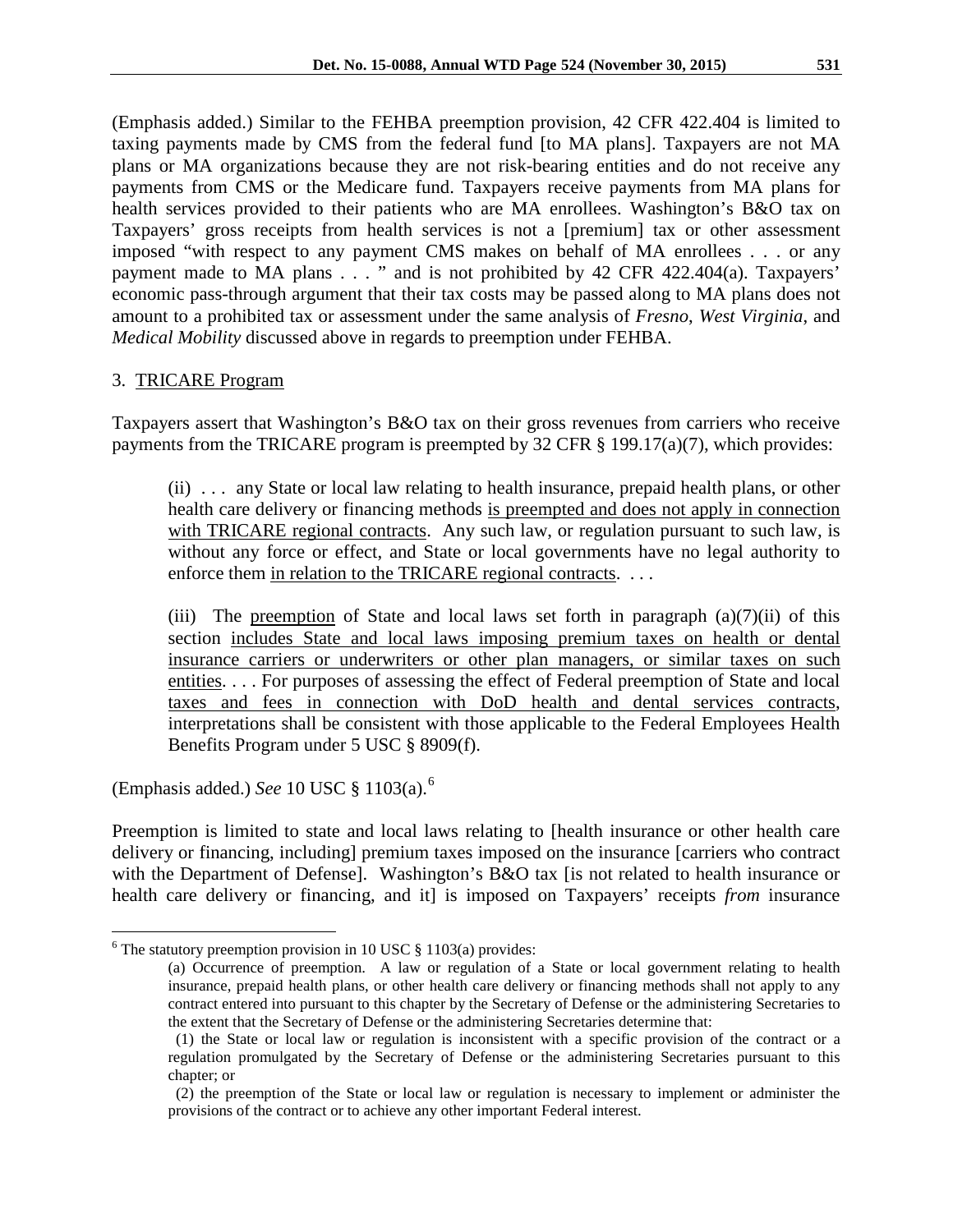(Emphasis added.) Similar to the FEHBA preemption provision, 42 CFR 422.404 is limited to taxing payments made by CMS from the federal fund [to MA plans]. Taxpayers are not MA plans or MA organizations because they are not risk-bearing entities and do not receive any payments from CMS or the Medicare fund. Taxpayers receive payments from MA plans for health services provided to their patients who are MA enrollees. Washington's B&O tax on Taxpayers' gross receipts from health services is not a [premium] tax or other assessment imposed "with respect to any payment CMS makes on behalf of MA enrollees . . . or any payment made to MA plans . . . " and is not prohibited by 42 CFR 422.404(a). Taxpayers' economic pass-through argument that their tax costs may be passed along to MA plans does not amount to a prohibited tax or assessment under the same analysis of *Fresno*, *West Virginia*, and *Medical Mobility* discussed above in regards to preemption under FEHBA.

3. TRICARE Program

Taxpayers assert that Washington's B&O tax on their gross revenues from carriers who receive payments from the TRICARE program is preempted by 32 CFR § 199.17(a)(7), which provides:

> (ii) . . . any State or local law relating to health insurance, prepaid health plans, or other health care delivery or financing methods is preempted and does not apply in connection with TRICARE regional contracts. Any such law, or regulation pursuant to such law, is without any force or effect, and State or local governments have no legal authority to enforce them in relation to the TRICARE regional contracts. . . .
>
> (iii) The preemption of State and local laws set forth in paragraph (a)(7)(ii) of this section includes State and local laws imposing premium taxes on health or dental insurance carriers or underwriters or other plan managers, or similar taxes on such entities. . . . For purposes of assessing the effect of Federal preemption of State and local taxes and fees in connection with DoD health and dental services contracts, interpretations shall be consistent with those applicable to the Federal Employees Health Benefits Program under 5 USC § 8909(f).

(Emphasis added.) *See* 10 USC § 1103(a).[6]

Preemption is limited to state and local laws relating to [health insurance or other health care delivery or financing, including] premium taxes imposed on the insurance [carriers who contract with the Department of Defense]. Washington's B&O tax [is not related to health insurance or health care delivery or financing, and it] is imposed on Taxpayers' receipts *from* insurance

---

[6] The statutory preemption provision in 10 USC § 1103(a) provides:

> (a) Occurrence of preemption. A law or regulation of a State or local government relating to health insurance, prepaid health plans, or other health care delivery or financing methods shall not apply to any contract entered into pursuant to this chapter by the Secretary of Defense or the administering Secretaries to the extent that the Secretary of Defense or the administering Secretaries determine that:
>
> (1) the State or local law or regulation is inconsistent with a specific provision of the contract or a regulation promulgated by the Secretary of Defense or the administering Secretaries pursuant to this chapter; or
>
> (2) the preemption of the State or local law or regulation is necessary to implement or administer the provisions of the contract or to achieve any other important Federal interest.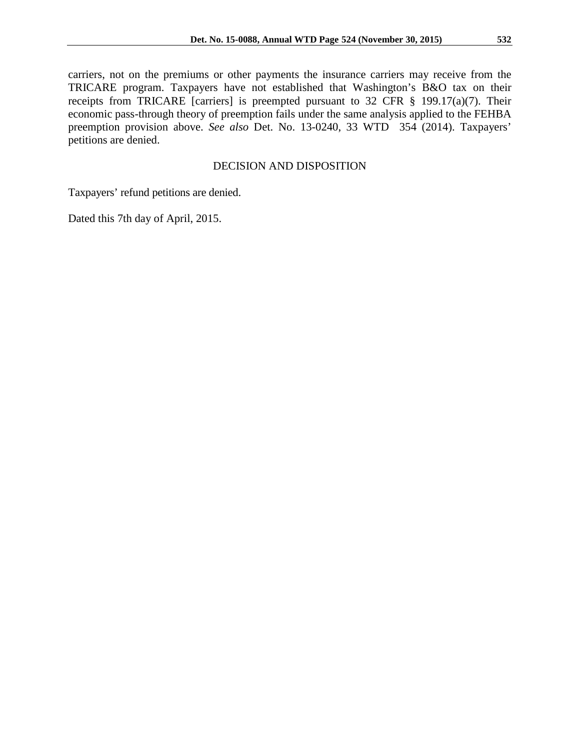carriers, not on the premiums or other payments the insurance carriers may receive from the TRICARE program. Taxpayers have not established that Washington's B&O tax on their receipts from TRICARE [carriers] is preempted pursuant to 32 CFR § 199.17(a)(7). Their economic pass-through theory of preemption fails under the same analysis applied to the FEHBA preemption provision above. *See also* Det. No. 13-0240, 33 WTD 354 (2014). Taxpayers' petitions are denied.

## DECISION AND DISPOSITION

Taxpayers' refund petitions are denied.

Dated this 7th day of April, 2015.